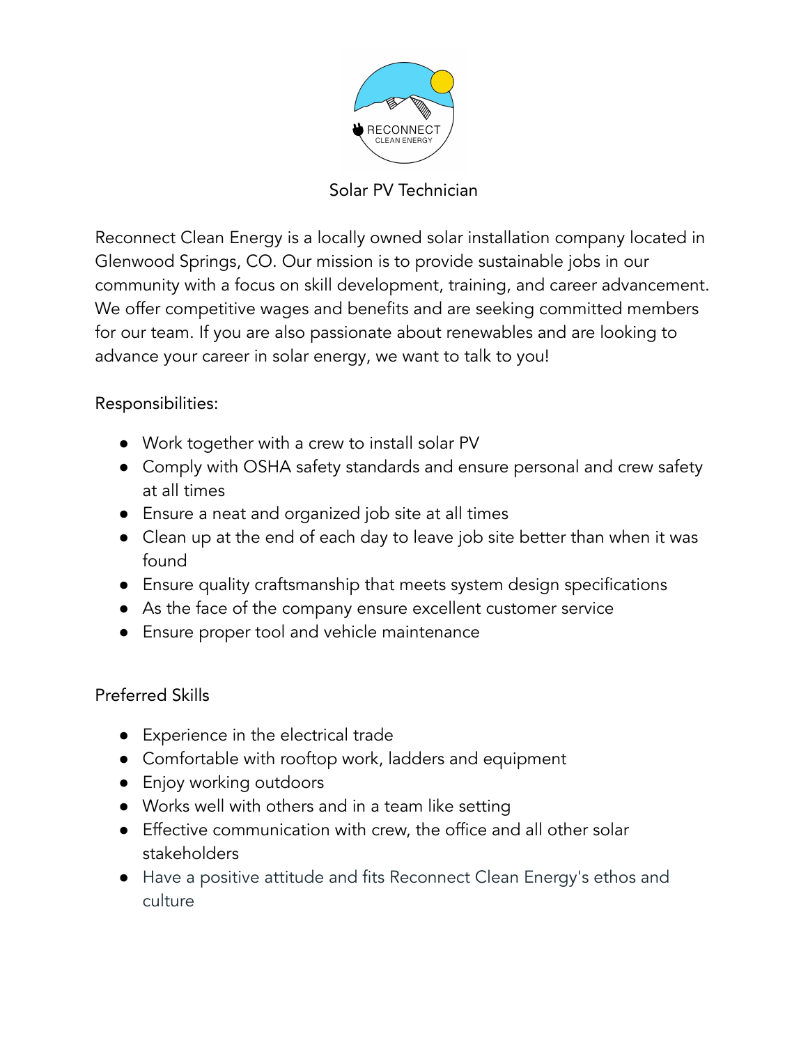# Solar PV Technician

Reconnect Clean Energy is a locally owned solar installation company located in Glenwood Springs, CO. Our mission is to provide sustainable jobs in our community with a focus on skill development, training, and career advancement. We offer competitive wages and benefits and are seeking committed members for our team. If you are also passionate about renewables and are looking to advance your career in solar energy, we want to talk to you!

## Responsibilities:

- Work together with a crew to install solar PV
- Comply with OSHA safety standards and ensure personal and crew safety at all times
- Ensure a neat and organized job site at all times
- Clean up at the end of each day to leave job site better than when it was found
- Ensure quality craftsmanship that meets system design specifications
- As the face of the company ensure excellent customer service
- Ensure proper tool and vehicle maintenance

## Preferred Skills

- Experience in the electrical trade
- Comfortable with rooftop work, ladders and equipment
- Enjoy working outdoors
- Works well with others and in a team like setting
- Effective communication with crew, the office and all other solar stakeholders
- Have a positive attitude and fits Reconnect Clean Energy's ethos and culture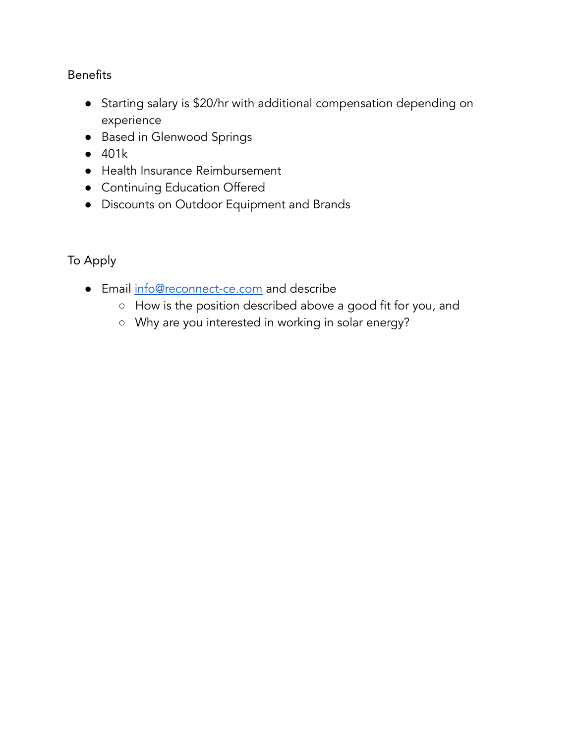## Benefits

- Starting salary is $20/hr with additional compensation depending on experience
- Based in Glenwood Springs
- 401k
- Health Insurance Reimbursement
- Continuing Education Offered
- Discounts on Outdoor Equipment and Brands

## To Apply

- Email [info@reconnect-ce.com](mailto:info@reconnect-ce.com) and describe
    - How is the position described above a good fit for you, and
    - Why are you interested in working in solar energy?